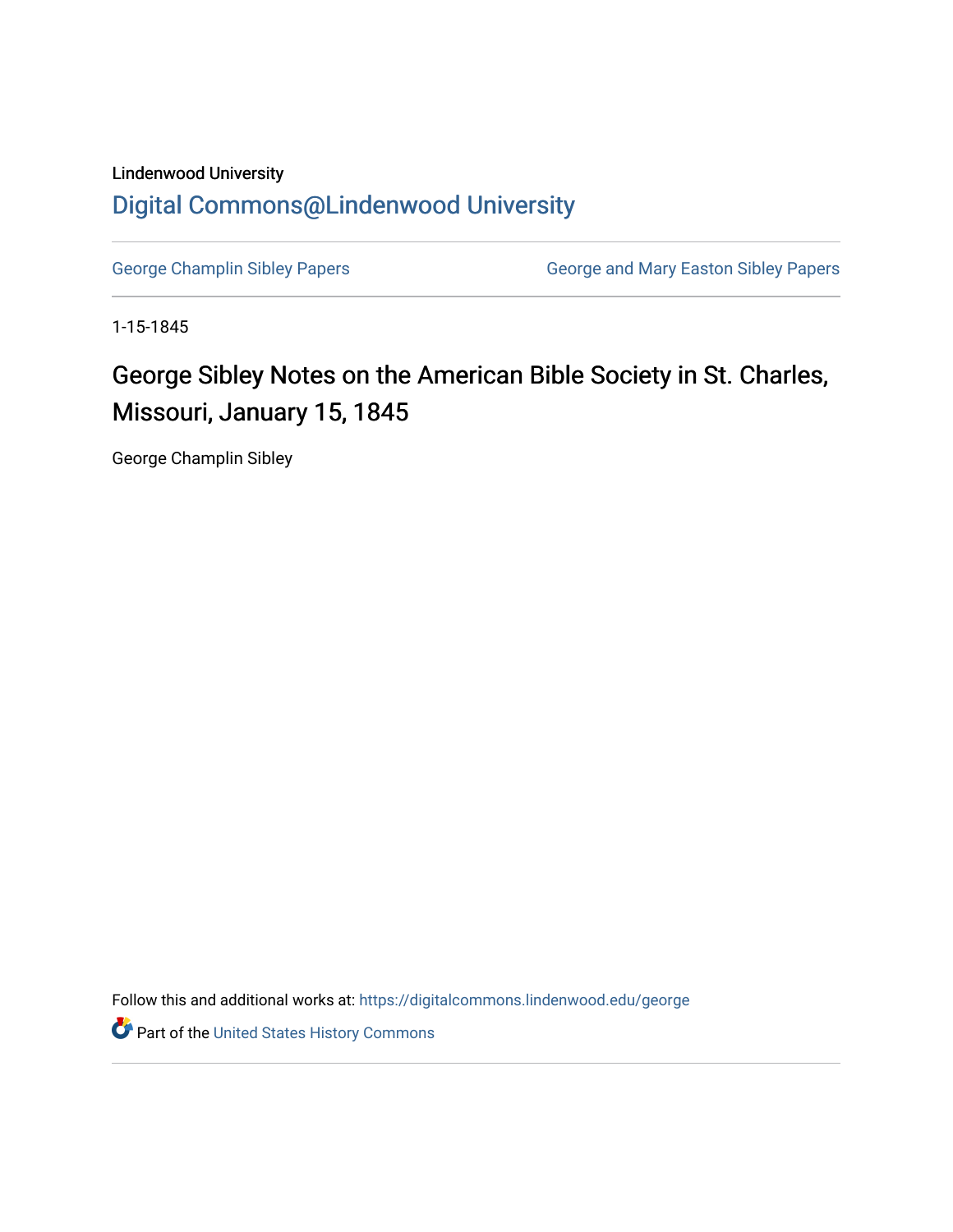Lindenwood University

## Digital Commons@Lindenwood University

George Champlin Sibley Papers

George and Mary Easton Sibley Papers

1-15-1845

# George Sibley Notes on the American Bible Society in St. Charles, Missouri, January 15, 1845

George Champlin Sibley

Follow this and additional works at: https://digitalcommons.lindenwood.edu/george

Part of the United States History Commons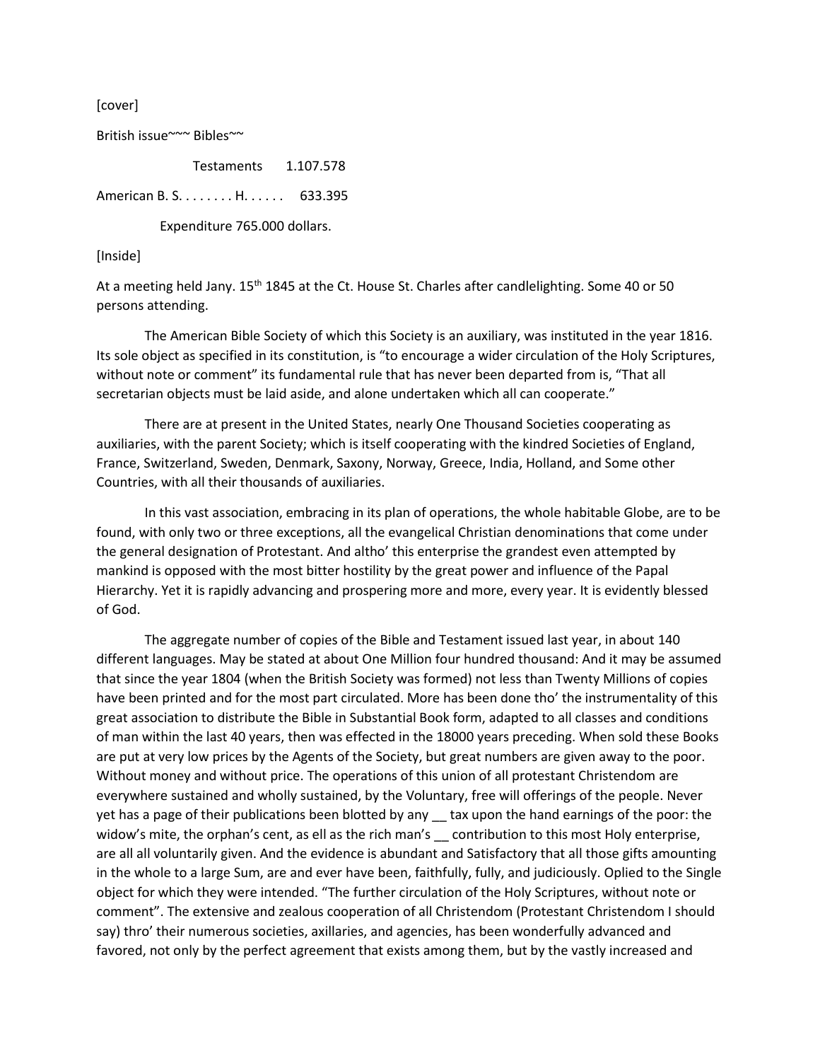[cover]

British issue~~~ Bibles~~

Testaments 1.107.578

American B. S. . . . . . . . H. . . . . . 633.395

Expenditure 765.000 dollars.

[Inside]

At a meeting held Jany. 15th 1845 at the Ct. House St. Charles after candlelighting. Some 40 or 50 persons attending.

The American Bible Society of which this Society is an auxiliary, was instituted in the year 1816. Its sole object as specified in its constitution, is "to encourage a wider circulation of the Holy Scriptures, without note or comment" its fundamental rule that has never been departed from is, "That all secretarian objects must be laid aside, and alone undertaken which all can cooperate."

There are at present in the United States, nearly One Thousand Societies cooperating as auxiliaries, with the parent Society; which is itself cooperating with the kindred Societies of England, France, Switzerland, Sweden, Denmark, Saxony, Norway, Greece, India, Holland, and Some other Countries, with all their thousands of auxiliaries.

In this vast association, embracing in its plan of operations, the whole habitable Globe, are to be found, with only two or three exceptions, all the evangelical Christian denominations that come under the general designation of Protestant. And altho' this enterprise the grandest even attempted by mankind is opposed with the most bitter hostility by the great power and influence of the Papal Hierarchy. Yet it is rapidly advancing and prospering more and more, every year. It is evidently blessed of God.

The aggregate number of copies of the Bible and Testament issued last year, in about 140 different languages. May be stated at about One Million four hundred thousand: And it may be assumed that since the year 1804 (when the British Society was formed) not less than Twenty Millions of copies have been printed and for the most part circulated. More has been done tho' the instrumentality of this great association to distribute the Bible in Substantial Book form, adapted to all classes and conditions of man within the last 40 years, then was effected in the 18000 years preceding. When sold these Books are put at very low prices by the Agents of the Society, but great numbers are given away to the poor. Without money and without price. The operations of this union of all protestant Christendom are everywhere sustained and wholly sustained, by the Voluntary, free will offerings of the people. Never yet has a page of their publications been blotted by any __ tax upon the hand earnings of the poor: the widow's mite, the orphan's cent, as ell as the rich man's __ contribution to this most Holy enterprise, are all all voluntarily given. And the evidence is abundant and Satisfactory that all those gifts amounting in the whole to a large Sum, are and ever have been, faithfully, fully, and judiciously. Oplied to the Single object for which they were intended. "The further circulation of the Holy Scriptures, without note or comment". The extensive and zealous cooperation of all Christendom (Protestant Christendom I should say) thro' their numerous societies, axillaries, and agencies, has been wonderfully advanced and favored, not only by the perfect agreement that exists among them, but by the vastly increased and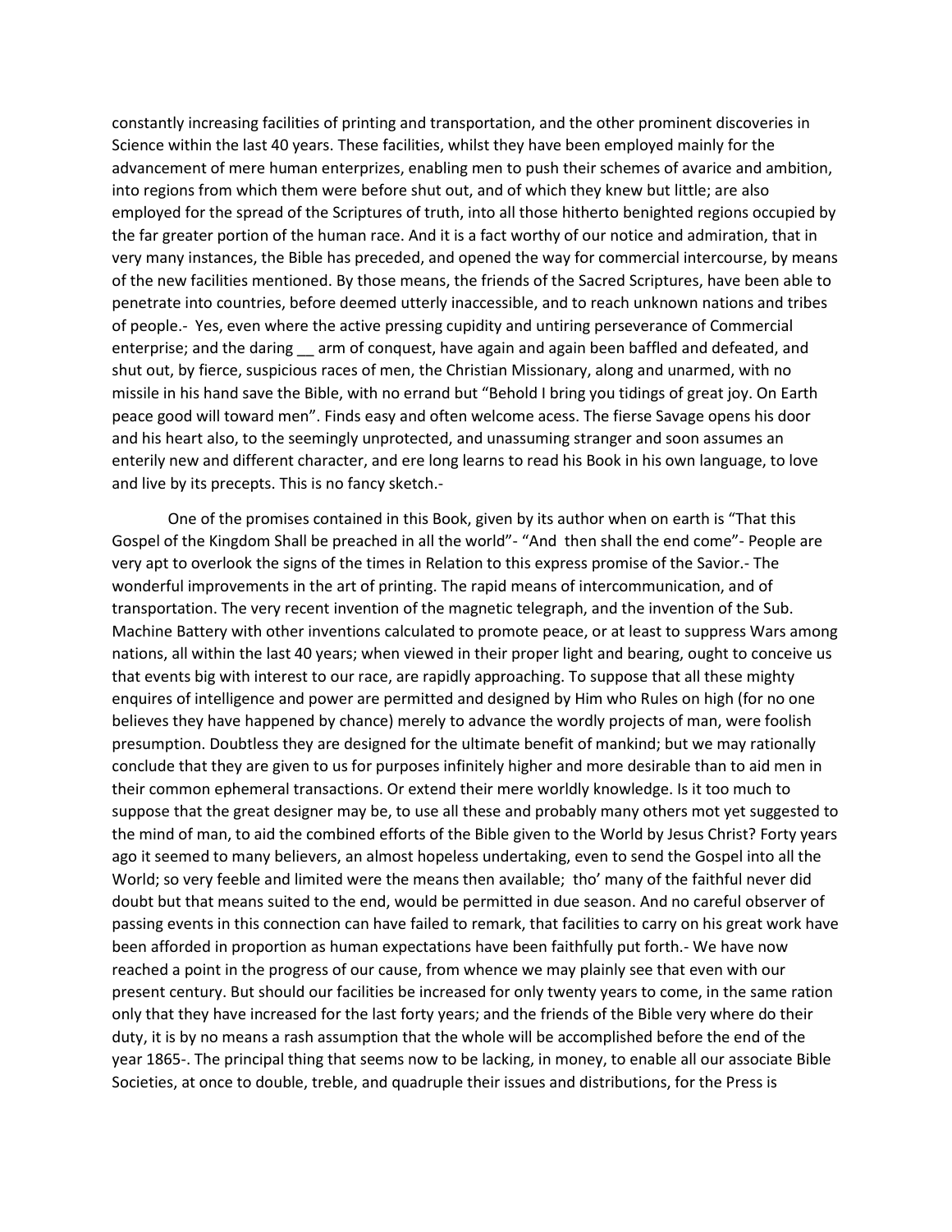constantly increasing facilities of printing and transportation, and the other prominent discoveries in Science within the last 40 years. These facilities, whilst they have been employed mainly for the advancement of mere human enterprizes, enabling men to push their schemes of avarice and ambition, into regions from which them were before shut out, and of which they knew but little; are also employed for the spread of the Scriptures of truth, into all those hitherto benighted regions occupied by the far greater portion of the human race. And it is a fact worthy of our notice and admiration, that in very many instances, the Bible has preceded, and opened the way for commercial intercourse, by means of the new facilities mentioned. By those means, the friends of the Sacred Scriptures, have been able to penetrate into countries, before deemed utterly inaccessible, and to reach unknown nations and tribes of people.- Yes, even where the active pressing cupidity and untiring perseverance of Commercial enterprise; and the daring __ arm of conquest, have again and again been baffled and defeated, and shut out, by fierce, suspicious races of men, the Christian Missionary, along and unarmed, with no missile in his hand save the Bible, with no errand but "Behold I bring you tidings of great joy. On Earth peace good will toward men". Finds easy and often welcome acess. The fierse Savage opens his door and his heart also, to the seemingly unprotected, and unassuming stranger and soon assumes an enterily new and different character, and ere long learns to read his Book in his own language, to love and live by its precepts. This is no fancy sketch.-

One of the promises contained in this Book, given by its author when on earth is "That this Gospel of the Kingdom Shall be preached in all the world"- "And then shall the end come"- People are very apt to overlook the signs of the times in Relation to this express promise of the Savior.- The wonderful improvements in the art of printing. The rapid means of intercommunication, and of transportation. The very recent invention of the magnetic telegraph, and the invention of the Sub. Machine Battery with other inventions calculated to promote peace, or at least to suppress Wars among nations, all within the last 40 years; when viewed in their proper light and bearing, ought to conceive us that events big with interest to our race, are rapidly approaching. To suppose that all these mighty enquires of intelligence and power are permitted and designed by Him who Rules on high (for no one believes they have happened by chance) merely to advance the wordly projects of man, were foolish presumption. Doubtless they are designed for the ultimate benefit of mankind; but we may rationally conclude that they are given to us for purposes infinitely higher and more desirable than to aid men in their common ephemeral transactions. Or extend their mere worldly knowledge. Is it too much to suppose that the great designer may be, to use all these and probably many others mot yet suggested to the mind of man, to aid the combined efforts of the Bible given to the World by Jesus Christ? Forty years ago it seemed to many believers, an almost hopeless undertaking, even to send the Gospel into all the World; so very feeble and limited were the means then available; tho' many of the faithful never did doubt but that means suited to the end, would be permitted in due season. And no careful observer of passing events in this connection can have failed to remark, that facilities to carry on his great work have been afforded in proportion as human expectations have been faithfully put forth.- We have now reached a point in the progress of our cause, from whence we may plainly see that even with our present century. But should our facilities be increased for only twenty years to come, in the same ration only that they have increased for the last forty years; and the friends of the Bible very where do their duty, it is by no means a rash assumption that the whole will be accomplished before the end of the year 1865-. The principal thing that seems now to be lacking, in money, to enable all our associate Bible Societies, at once to double, treble, and quadruple their issues and distributions, for the Press is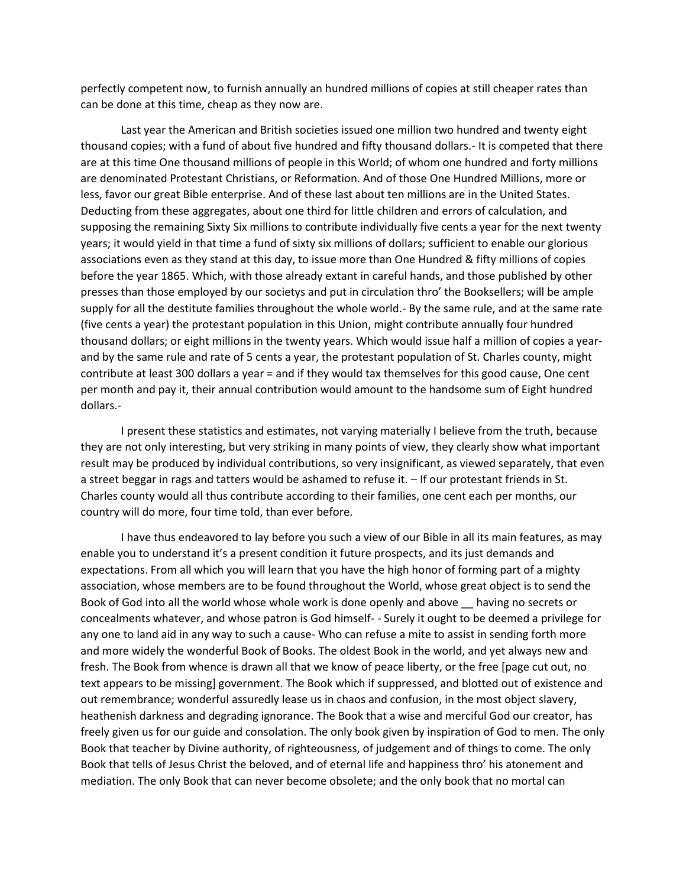perfectly competent now, to furnish annually an hundred millions of copies at still cheaper rates than can be done at this time, cheap as they now are.

Last year the American and British societies issued one million two hundred and twenty eight thousand copies; with a fund of about five hundred and fifty thousand dollars.- It is competed that there are at this time One thousand millions of people in this World; of whom one hundred and forty millions are denominated Protestant Christians, or Reformation. And of those One Hundred Millions, more or less, favor our great Bible enterprise. And of these last about ten millions are in the United States. Deducting from these aggregates, about one third for little children and errors of calculation, and supposing the remaining Sixty Six millions to contribute individually five cents a year for the next twenty years; it would yield in that time a fund of sixty six millions of dollars; sufficient to enable our glorious associations even as they stand at this day, to issue more than One Hundred & fifty millions of copies before the year 1865. Which, with those already extant in careful hands, and those published by other presses than those employed by our societys and put in circulation thro' the Booksellers; will be ample supply for all the destitute families throughout the whole world.- By the same rule, and at the same rate (five cents a year) the protestant population in this Union, might contribute annually four hundred thousand dollars; or eight millions in the twenty years. Which would issue half a million of copies a year- and by the same rule and rate of 5 cents a year, the protestant population of St. Charles county, might contribute at least 300 dollars a year = and if they would tax themselves for this good cause, One cent per month and pay it, their annual contribution would amount to the handsome sum of Eight hundred dollars.-

I present these statistics and estimates, not varying materially I believe from the truth, because they are not only interesting, but very striking in many points of view, they clearly show what important result may be produced by individual contributions, so very insignificant, as viewed separately, that even a street beggar in rags and tatters would be ashamed to refuse it. – If our protestant friends in St. Charles county would all thus contribute according to their families, one cent each per months, our country will do more, four time told, than ever before.

I have thus endeavored to lay before you such a view of our Bible in all its main features, as may enable you to understand it's a present condition it future prospects, and its just demands and expectations. From all which you will learn that you have the high honor of forming part of a mighty association, whose members are to be found throughout the World, whose great object is to send the Book of God into all the world whose whole work is done openly and above __ having no secrets or concealments whatever, and whose patron is God himself- - Surely it ought to be deemed a privilege for any one to land aid in any way to such a cause- Who can refuse a mite to assist in sending forth more and more widely the wonderful Book of Books. The oldest Book in the world, and yet always new and fresh. The Book from whence is drawn all that we know of peace liberty, or the free [page cut out, no text appears to be missing] government. The Book which if suppressed, and blotted out of existence and out remembrance; wonderful assuredly lease us in chaos and confusion, in the most object slavery, heathenish darkness and degrading ignorance. The Book that a wise and merciful God our creator, has freely given us for our guide and consolation. The only book given by inspiration of God to men. The only Book that teacher by Divine authority, of righteousness, of judgement and of things to come. The only Book that tells of Jesus Christ the beloved, and of eternal life and happiness thro' his atonement and mediation. The only Book that can never become obsolete; and the only book that no mortal can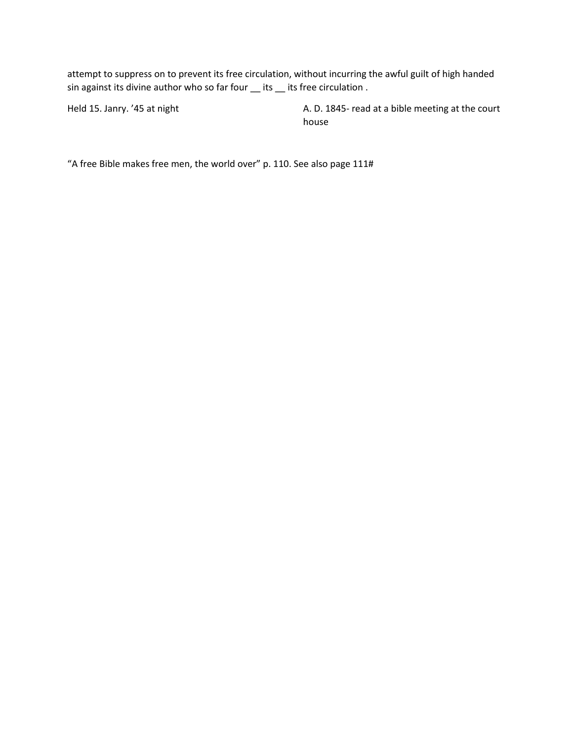attempt to suppress on to prevent its free circulation, without incurring the awful guilt of high handed sin against its divine author who so far four __ its __ its free circulation .

Held 15. Janry. '45 at night

A. D. 1845- read at a bible meeting at the court house

"A free Bible makes free men, the world over" p. 110. See also page 111#